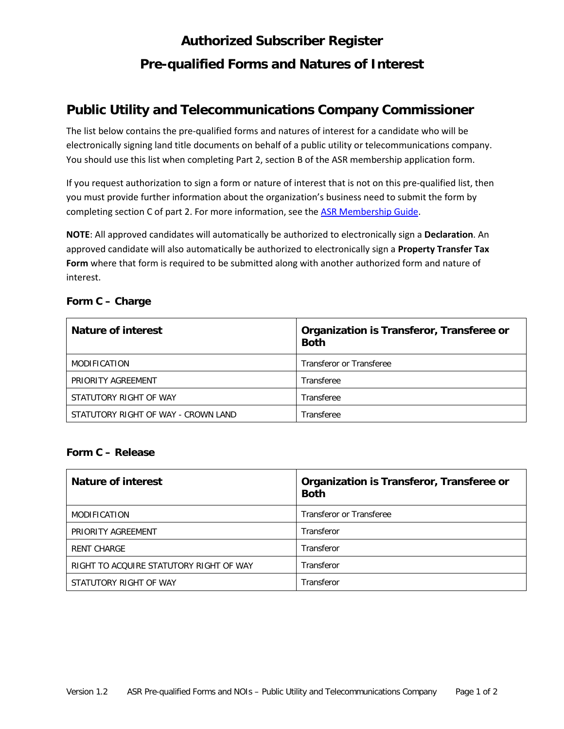# Authorized Subscriber Register

# Pre-qualified Forms and Natures of Interest

## Public Utility and Telecommunications Company Commissioner

The list below contains the pre-qualified forms and natures of interest for a candidate who will be electronically signing land title documents on behalf of a public utility or telecommunications company. You should use this list when completing Part 2, section B of the ASR membership application form.

If you request authorization to sign a form or nature of interest that is not on this pre-qualified list, then you must provide further information about the organization's business need to submit the form by completing section C of part 2. For more information, see the [ASR Membership Guide](ASR Membership Guide).

**NOTE**: All approved candidates will automatically be authorized to electronically sign a **Declaration**. An approved candidate will also automatically be authorized to electronically sign a **Property Transfer Tax Form** where that form is required to be submitted along with another authorized form and nature of interest.

### Form C – Charge

| Nature of interest | Organization is Transferor, Transferee or Both |
|---|---|
| MODIFICATION | Transferor or Transferee |
| PRIORITY AGREEMENT | Transferee |
| STATUTORY RIGHT OF WAY | Transferee |
| STATUTORY RIGHT OF WAY - CROWN LAND | Transferee |

### Form C – Release

| Nature of interest | Organization is Transferor, Transferee or Both |
|---|---|
| MODIFICATION | Transferor or Transferee |
| PRIORITY AGREEMENT | Transferor |
| RENT CHARGE | Transferor |
| RIGHT TO ACQUIRE STATUTORY RIGHT OF WAY | Transferor |
| STATUTORY RIGHT OF WAY | Transferor |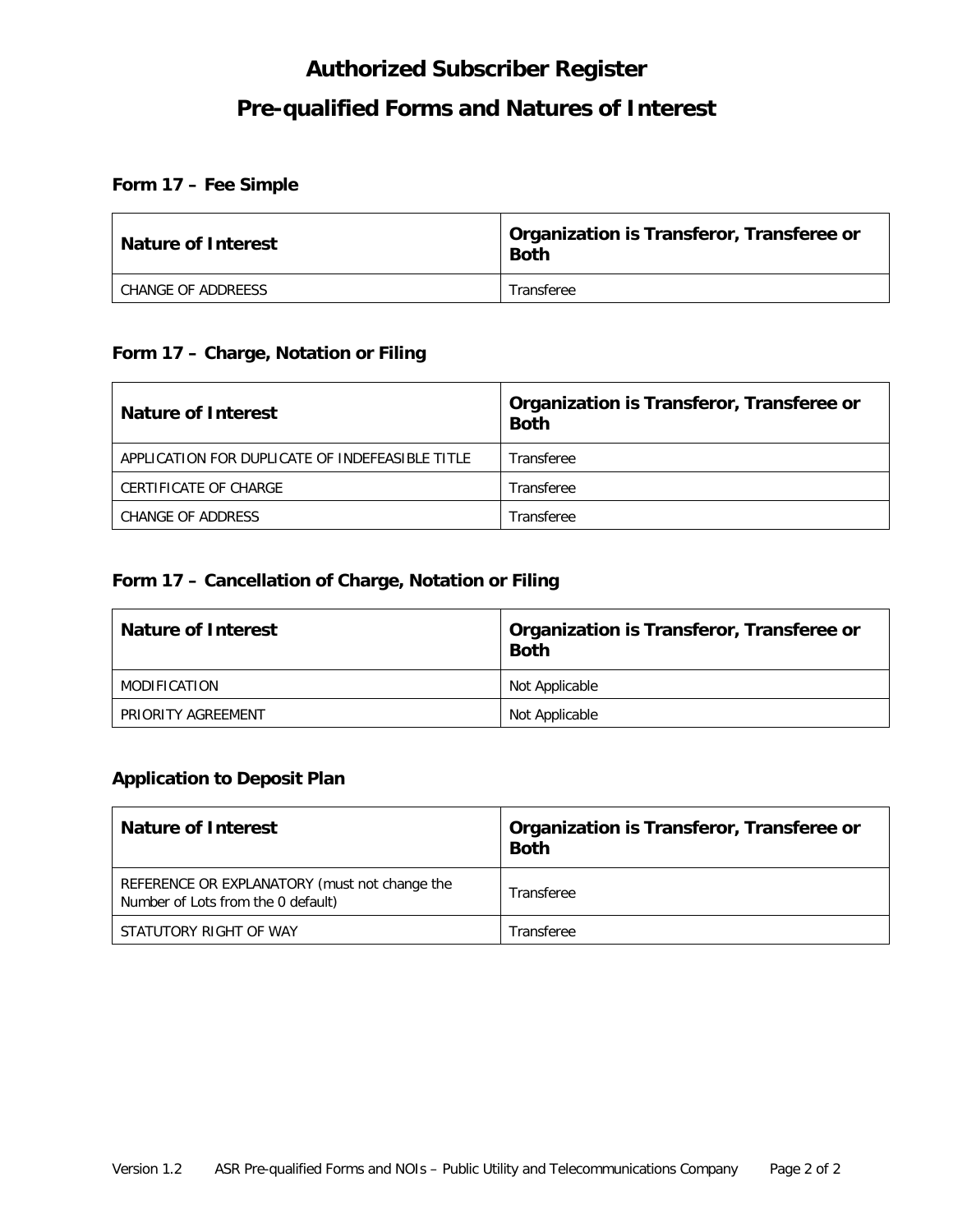# Authorized Subscriber Register

# Pre-qualified Forms and Natures of Interest

### Form 17 – Fee Simple

| Nature of Interest | Organization is Transferor, Transferee or Both |
|---|---|
| CHANGE OF ADDREESS | Transferee |

### Form 17 – Charge, Notation or Filing

| Nature of Interest | Organization is Transferor, Transferee or Both |
|---|---|
| APPLICATION FOR DUPLICATE OF INDEFEASIBLE TITLE | Transferee |
| CERTIFICATE OF CHARGE | Transferee |
| CHANGE OF ADDRESS | Transferee |

### Form 17 – Cancellation of Charge, Notation or Filing

| Nature of Interest | Organization is Transferor, Transferee or Both |
|---|---|
| MODIFICATION | Not Applicable |
| PRIORITY AGREEMENT | Not Applicable |

### Application to Deposit Plan

| Nature of Interest | Organization is Transferor, Transferee or Both |
|---|---|
| REFERENCE OR EXPLANATORY (must not change the Number of Lots from the 0 default) | Transferee |
| STATUTORY RIGHT OF WAY | Transferee |